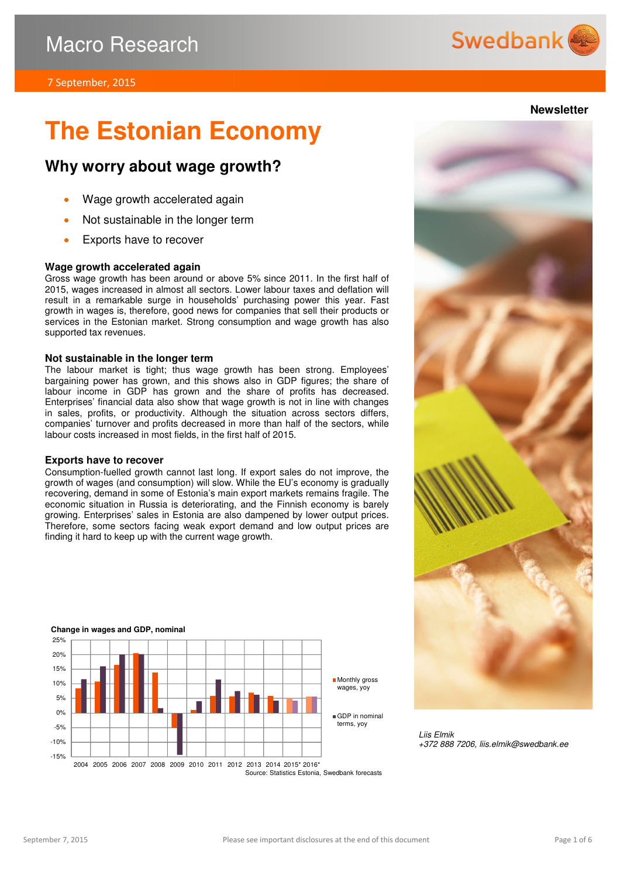# Macro Research

7 September, 2015

**Newsletter**

# The Estonian Economy

## Why worry about wage growth?

- Wage growth accelerated again
- Not sustainable in the longer term
- Exports have to recover

### Wage growth accelerated again

Gross wage growth has been around or above 5% since 2011. In the first half of 2015, wages increased in almost all sectors. Lower labour taxes and deflation will result in a remarkable surge in households' purchasing power this year. Fast growth in wages is, therefore, good news for companies that sell their products or services in the Estonian market. Strong consumption and wage growth has also supported tax revenues.

### Not sustainable in the longer term

The labour market is tight; thus wage growth has been strong. Employees' bargaining power has grown, and this shows also in GDP figures; the share of labour income in GDP has grown and the share of profits has decreased. Enterprises' financial data also show that wage growth is not in line with changes in sales, profits, or productivity. Although the situation across sectors differs, companies' turnover and profits decreased in more than half of the sectors, while labour costs increased in most fields, in the first half of 2015.

### Exports have to recover

Consumption-fuelled growth cannot last long. If export sales do not improve, the growth of wages (and consumption) will slow. While the EU's economy is gradually recovering, demand in some of Estonia's main export markets remains fragile. The economic situation in Russia is deteriorating, and the Finnish economy is barely growing. Enterprises' sales in Estonia are also dampened by lower output prices. Therefore, some sectors facing weak export demand and low output prices are finding it hard to keep up with the current wage growth.

**Change in wages and GDP, nominal**

Legend: Monthly gross wages, yoy; GDP in nominal terms, yoy

Years: 2004 2005 2006 2007 2008 2009 2010 2011 2012 2013 2014 2015* 2016*

Source: Statistics Estonia, Swedbank forecasts

*Liis Elmik*
*+372 888 7206, liis.elmik@swedbank.ee*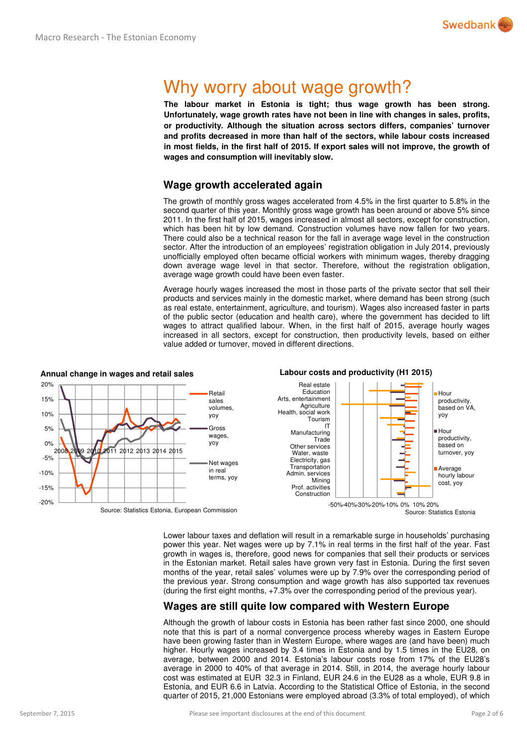# Why worry about wage growth?

**The labour market in Estonia is tight; thus wage growth has been strong. Unfortunately, wage growth rates have not been in line with changes in sales, profits, or productivity. Although the situation across sectors differs, companies' turnover and profits decreased in more than half of the sectors, while labour costs increased in most fields, in the first half of 2015. If export sales will not improve, the growth of wages and consumption will inevitably slow.**

## Wage growth accelerated again

The growth of monthly gross wages accelerated from 4.5% in the first quarter to 5.8% in the second quarter of this year. Monthly gross wage growth has been around or above 5% since 2011. In the first half of 2015, wages increased in almost all sectors, except for construction, which has been hit by low demand. Construction volumes have now fallen for two years. There could also be a technical reason for the fall in average wage level in the construction sector. After the introduction of an employees' registration obligation in July 2014, previously unofficially employed often became official workers with minimum wages, thereby dragging down average wage level in that sector. Therefore, without the registration obligation, average wage growth could have been even faster.

Average hourly wages increased the most in those parts of the private sector that sell their products and services mainly in the domestic market, where demand has been strong (such as real estate, entertainment, agriculture, and tourism). Wages also increased faster in parts of the public sector (education and health care), where the government has decided to lift wages to attract qualified labour. When, in the first half of 2015, average hourly wages increased in all sectors, except for construction, then productivity levels, based on either value added or turnover, moved in different directions.

**Annual change in wages and retail sales**

Source: Statistics Estonia, European Commission

**Labour costs and productivity (H1 2015)**

Source: Statistics Estonia

Lower labour taxes and deflation will result in a remarkable surge in households' purchasing power this year. Net wages were up by 7.1% in real terms in the first half of the year. Fast growth in wages is, therefore, good news for companies that sell their products or services in the Estonian market. Retail sales have grown very fast in Estonia. During the first seven months of the year, retail sales' volumes were up by 7.9% over the corresponding period of the previous year. Strong consumption and wage growth has also supported tax revenues (during the first eight months, +7.3% over the corresponding period of the previous year).

## Wages are still quite low compared with Western Europe

Although the growth of labour costs in Estonia has been rather fast since 2000, one should note that this is part of a normal convergence process whereby wages in Eastern Europe have been growing faster than in Western Europe, where wages are (and have been) much higher. Hourly wages increased by 3.4 times in Estonia and by 1.5 times in the EU28, on average, between 2000 and 2014. Estonia's labour costs rose from 17% of the EU28's average in 2000 to 40% of that average in 2014. Still, in 2014, the average hourly labour cost was estimated at EUR 32.3 in Finland, EUR 24.6 in the EU28 as a whole, EUR 9.8 in Estonia, and EUR 6.6 in Latvia. According to the Statistical Office of Estonia, in the second quarter of 2015, 21,000 Estonians were employed abroad (3.3% of total employed), of which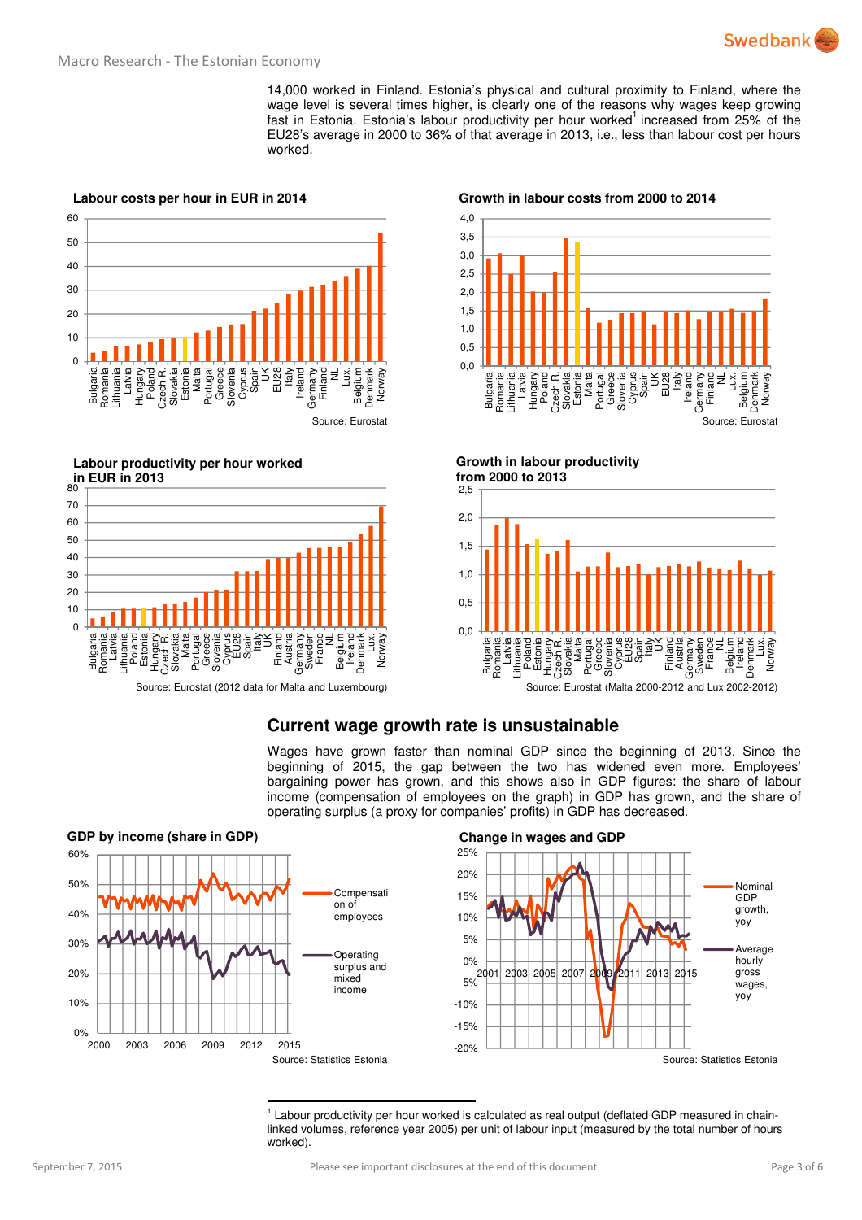14,000 worked in Finland. Estonia's physical and cultural proximity to Finland, where the wage level is several times higher, is clearly one of the reasons why wages keep growing fast in Estonia. Estonia's labour productivity per hour worked[1] increased from 25% of the EU28's average in 2000 to 36% of that average in 2013, i.e., less than labour cost per hours worked.

**Labour costs per hour in EUR in 2014**

Source: Eurostat

**Growth in labour costs from 2000 to 2014**

Source: Eurostat

**Labour productivity per hour worked in EUR in 2013**

Source: Eurostat (2012 data for Malta and Luxembourg)

**Growth in labour productivity from 2000 to 2013**

Source: Eurostat (Malta 2000-2012 and Lux 2002-2012)

## Current wage growth rate is unsustainable

Wages have grown faster than nominal GDP since the beginning of 2013. Since the beginning of 2015, the gap between the two has widened even more. Employees' bargaining power has grown, and this shows also in GDP figures: the share of labour income (compensation of employees on the graph) in GDP has grown, and the share of operating surplus (a proxy for companies' profits) in GDP has decreased.

**GDP by income (share in GDP)**

Source: Statistics Estonia

**Change in wages and GDP**

Source: Statistics Estonia

[1] Labour productivity per hour worked is calculated as real output (deflated GDP measured in chain-linked volumes, reference year 2005) per unit of labour input (measured by the total number of hours worked).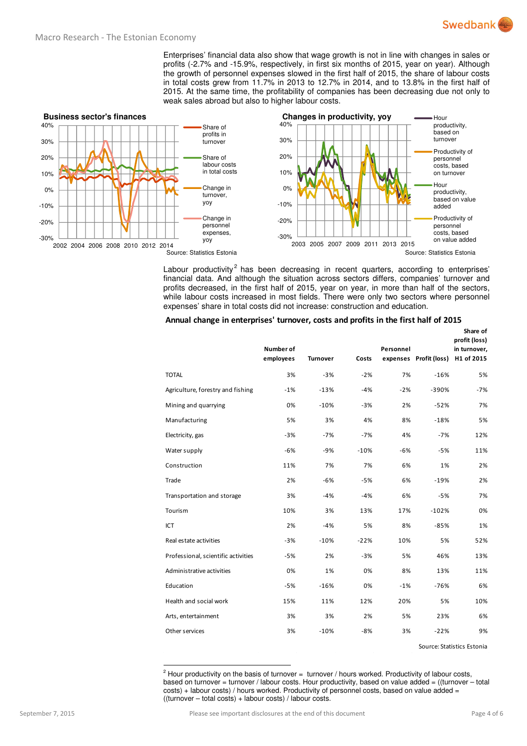Enterprises' financial data also show that wage growth is not in line with changes in sales or profits (-2.7% and -15.9%, respectively, in first six months of 2015, year on year). Although the growth of personnel expenses slowed in the first half of 2015, the share of labour costs in total costs grew from 11.7% in 2013 to 12.7% in 2014, and to 13.8% in the first half of 2015. At the same time, the profitability of companies has been decreasing due not only to weak sales abroad but also to higher labour costs.

**Business sector's finances**

Source: Statistics Estonia

**Changes in productivity, yoy**

Source: Statistics Estonia

Labour productivity[2] has been decreasing in recent quarters, according to enterprises' financial data. And although the situation across sectors differs, companies' turnover and profits decreased, in the first half of 2015, year on year, in more than half of the sectors, while labour costs increased in most fields. There were only two sectors where personnel expenses' share in total costs did not increase: construction and education.

**Annual change in enterprises' turnover, costs and profits in the first half of 2015**

| | Number of employees | Turnover | Costs | Personnel expenses | Profit (loss) | Share of profit (loss) in turnover, H1 of 2015 |
|---|---|---|---|---|---|---|
| TOTAL | 3% | -3% | -2% | 7% | -16% | 5% |
| Agriculture, forestry and fishing | -1% | -13% | -4% | -2% | -390% | -7% |
| Mining and quarrying | 0% | -10% | -3% | 2% | -52% | 7% |
| Manufacturing | 5% | 3% | 4% | 8% | -18% | 5% |
| Electricity, gas | -3% | -7% | -7% | 4% | -7% | 12% |
| Water supply | -6% | -9% | -10% | -6% | -5% | 11% |
| Construction | 11% | 7% | 7% | 6% | 1% | 2% |
| Trade | 2% | -6% | -5% | 6% | -19% | 2% |
| Transportation and storage | 3% | -4% | -4% | 6% | -5% | 7% |
| Tourism | 10% | 3% | 13% | 17% | -102% | 0% |
| ICT | 2% | -4% | 5% | 8% | -85% | 1% |
| Real estate activities | -3% | -10% | -22% | 10% | 5% | 52% |
| Professional, scientific activities | -5% | 2% | -3% | 5% | 46% | 13% |
| Administrative activities | 0% | 1% | 0% | 8% | 13% | 11% |
| Education | -5% | -16% | 0% | -1% | -76% | 6% |
| Health and social work | 15% | 11% | 12% | 20% | 5% | 10% |
| Arts, entertainment | 3% | 3% | 2% | 5% | 23% | 6% |
| Other services | 3% | -10% | -8% | 3% | -22% | 9% |

Source: Statistics Estonia

[2] Hour productivity on the basis of turnover = turnover / hours worked. Productivity of labour costs, based on turnover = turnover / labour costs. Hour productivity, based on value added = ((turnover – total costs) + labour costs) / hours worked. Productivity of personnel costs, based on value added = ((turnover – total costs) + labour costs) / labour costs.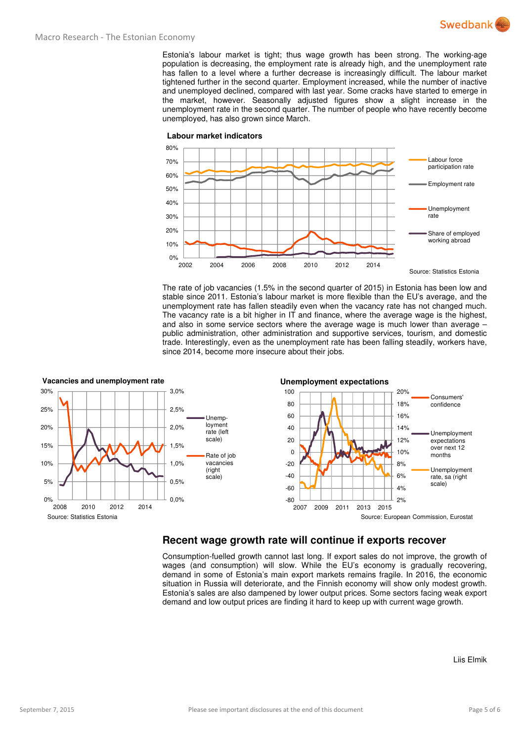Estonia's labour market is tight; thus wage growth has been strong. The working-age population is decreasing, the employment rate is already high, and the unemployment rate has fallen to a level where a further decrease is increasingly difficult. The labour market tightened further in the second quarter. Employment increased, while the number of inactive and unemployed declined, compared with last year. Some cracks have started to emerge in the market, however. Seasonally adjusted figures show a slight increase in the unemployment rate in the second quarter. The number of people who have recently become unemployed, has also grown since March.

**Labour market indicators**

Source: Statistics Estonia

The rate of job vacancies (1.5% in the second quarter of 2015) in Estonia has been low and stable since 2011. Estonia's labour market is more flexible than the EU's average, and the unemployment rate has fallen steadily even when the vacancy rate has not changed much. The vacancy rate is a bit higher in IT and finance, where the average wage is the highest, and also in some service sectors where the average wage is much lower than average – public administration, other administration and supportive services, tourism, and domestic trade. Interestingly, even as the unemployment rate has been falling steadily, workers have, since 2014, become more insecure about their jobs.

**Vacancies and unemployment rate**

Source: Statistics Estonia

**Unemployment expectations**

Source: European Commission, Eurostat

## Recent wage growth rate will continue if exports recover

Consumption-fuelled growth cannot last long. If export sales do not improve, the growth of wages (and consumption) will slow. While the EU's economy is gradually recovering, demand in some of Estonia's main export markets remains fragile. In 2016, the economic situation in Russia will deteriorate, and the Finnish economy will show only modest growth. Estonia's sales are also dampened by lower output prices. Some sectors facing weak export demand and low output prices are finding it hard to keep up with current wage growth.

Liis Elmik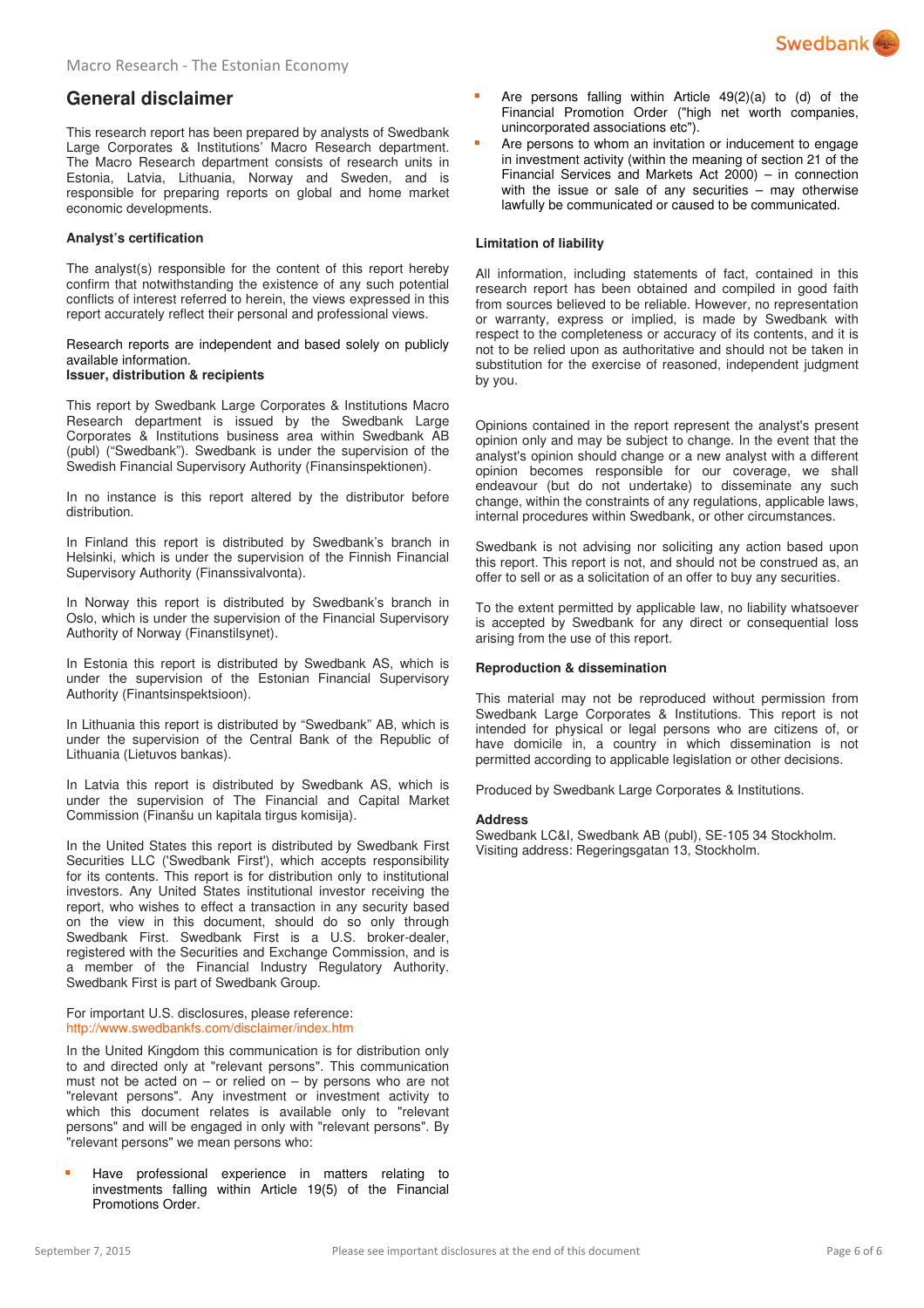## General disclaimer

This research report has been prepared by analysts of Swedbank Large Corporates & Institutions' Macro Research department. The Macro Research department consists of research units in Estonia, Latvia, Lithuania, Norway and Sweden, and is responsible for preparing reports on global and home market economic developments.

**Analyst's certification**

The analyst(s) responsible for the content of this report hereby confirm that notwithstanding the existence of any such potential conflicts of interest referred to herein, the views expressed in this report accurately reflect their personal and professional views.

Research reports are independent and based solely on publicly available information.

**Issuer, distribution & recipients**

This report by Swedbank Large Corporates & Institutions Macro Research department is issued by the Swedbank Large Corporates & Institutions business area within Swedbank AB (publ) ("Swedbank"). Swedbank is under the supervision of the Swedish Financial Supervisory Authority (Finansinspektionen).

In no instance is this report altered by the distributor before distribution.

In Finland this report is distributed by Swedbank's branch in Helsinki, which is under the supervision of the Finnish Financial Supervisory Authority (Finanssivalvonta).

In Norway this report is distributed by Swedbank's branch in Oslo, which is under the supervision of the Financial Supervisory Authority of Norway (Finanstilsynet).

In Estonia this report is distributed by Swedbank AS, which is under the supervision of the Estonian Financial Supervisory Authority (Finantsinspektsioon).

In Lithuania this report is distributed by "Swedbank" AB, which is under the supervision of the Central Bank of the Republic of Lithuania (Lietuvos bankas).

In Latvia this report is distributed by Swedbank AS, which is under the supervision of The Financial and Capital Market Commission (Finanšu un kapitala tirgus komisija).

In the United States this report is distributed by Swedbank First Securities LLC ('Swedbank First'), which accepts responsibility for its contents. This report is for distribution only to institutional investors. Any United States institutional investor receiving the report, who wishes to effect a transaction in any security based on the view in this document, should do so only through Swedbank First. Swedbank First is a U.S. broker-dealer, registered with the Securities and Exchange Commission, and is a member of the Financial Industry Regulatory Authority. Swedbank First is part of Swedbank Group.

For important U.S. disclosures, please reference: http://www.swedbankfs.com/disclaimer/index.htm

In the United Kingdom this communication is for distribution only to and directed only at "relevant persons". This communication must not be acted on – or relied on – by persons who are not "relevant persons". Any investment or investment activity to which this document relates is available only to "relevant persons" and will be engaged in only with "relevant persons". By "relevant persons" we mean persons who:

- Have professional experience in matters relating to investments falling within Article 19(5) of the Financial Promotions Order.
- Are persons falling within Article 49(2)(a) to (d) of the Financial Promotion Order ("high net worth companies, unincorporated associations etc").
- Are persons to whom an invitation or inducement to engage in investment activity (within the meaning of section 21 of the Financial Services and Markets Act 2000) – in connection with the issue or sale of any securities – may otherwise lawfully be communicated or caused to be communicated.

**Limitation of liability**

All information, including statements of fact, contained in this research report has been obtained and compiled in good faith from sources believed to be reliable. However, no representation or warranty, express or implied, is made by Swedbank with respect to the completeness or accuracy of its contents, and it is not to be relied upon as authoritative and should not be taken in substitution for the exercise of reasoned, independent judgment by you.

Opinions contained in the report represent the analyst's present opinion only and may be subject to change. In the event that the analyst's opinion should change or a new analyst with a different opinion becomes responsible for our coverage, we shall endeavour (but do not undertake) to disseminate any such change, within the constraints of any regulations, applicable laws, internal procedures within Swedbank, or other circumstances.

Swedbank is not advising nor soliciting any action based upon this report. This report is not, and should not be construed as, an offer to sell or as a solicitation of an offer to buy any securities.

To the extent permitted by applicable law, no liability whatsoever is accepted by Swedbank for any direct or consequential loss arising from the use of this report.

**Reproduction & dissemination**

This material may not be reproduced without permission from Swedbank Large Corporates & Institutions. This report is not intended for physical or legal persons who are citizens of, or have domicile in, a country in which dissemination is not permitted according to applicable legislation or other decisions.

Produced by Swedbank Large Corporates & Institutions.

**Address**

Swedbank LC&I, Swedbank AB (publ), SE-105 34 Stockholm.
Visiting address: Regeringsgatan 13, Stockholm.